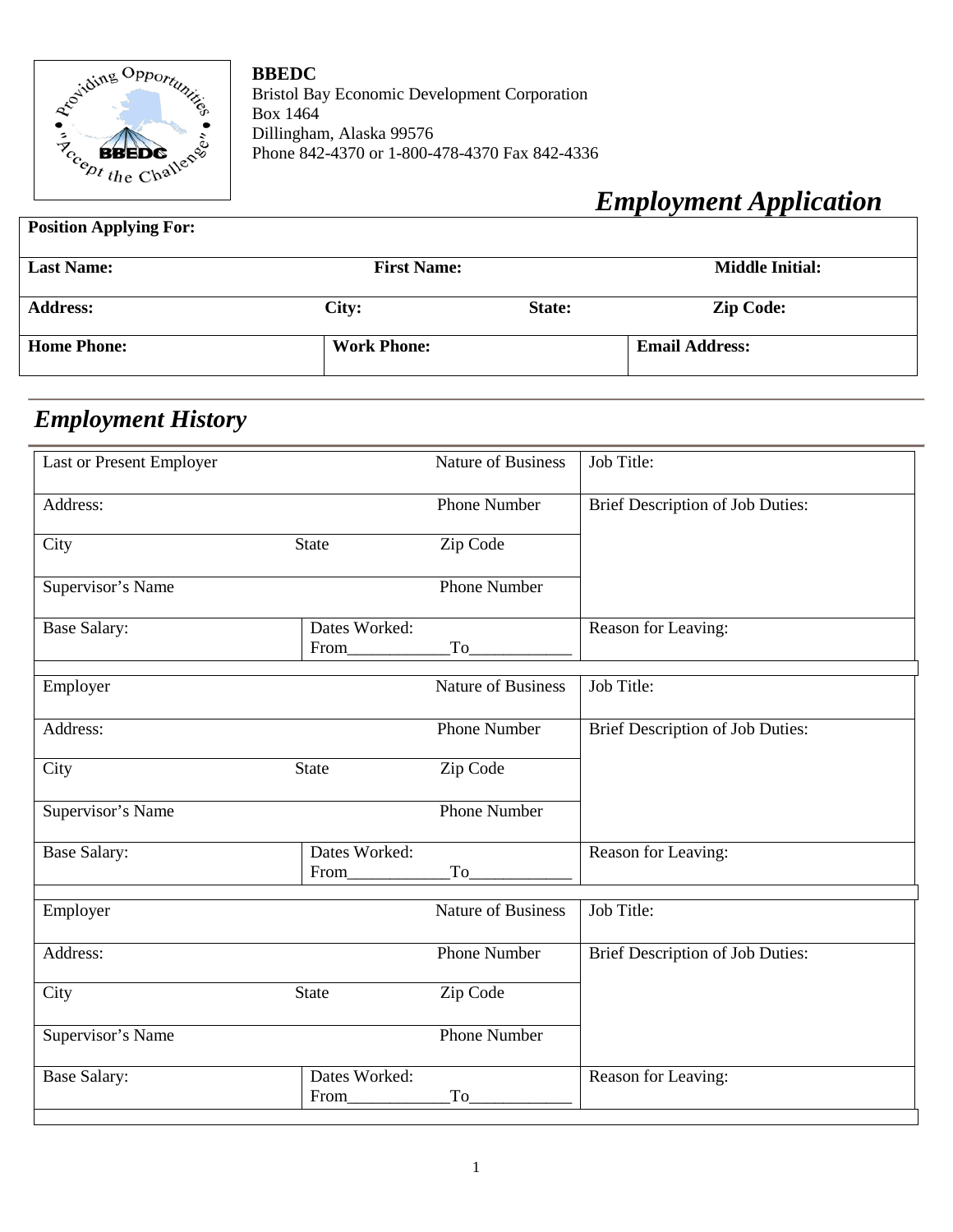**BBEDC**
Bristol Bay Economic Development Corporation
Box 1464
Dillingham, Alaska 99576
Phone 842-4370 or 1-800-478-4370 Fax 842-4336

# *Employment Application*

| **Position Applying For:** | | | |
|---|---|---|---|
| **Last Name:** | **First Name:** | | **Middle Initial:** |
| **Address:** | **City:** | **State:** | **Zip Code:** |
| **Home Phone:** | **Work Phone:** | | **Email Address:** |

## *Employment History*

| Last or Present Employer | | Nature of Business | Job Title: |
|---|---|---|---|
| Address: | | Phone Number | Brief Description of Job Duties: |
| City | State | Zip Code | |
| Supervisor's Name | | Phone Number | |
| Base Salary: | Dates Worked: From____________To____________ | | Reason for Leaving: |

| Employer | | Nature of Business | Job Title: |
|---|---|---|---|
| Address: | | Phone Number | Brief Description of Job Duties: |
| City | State | Zip Code | |
| Supervisor's Name | | Phone Number | |
| Base Salary: | Dates Worked: From____________To____________ | | Reason for Leaving: |

| Employer | | Nature of Business | Job Title: |
|---|---|---|---|
| Address: | | Phone Number | Brief Description of Job Duties: |
| City | State | Zip Code | |
| Supervisor's Name | | Phone Number | |
| Base Salary: | Dates Worked: From____________To____________ | | Reason for Leaving: |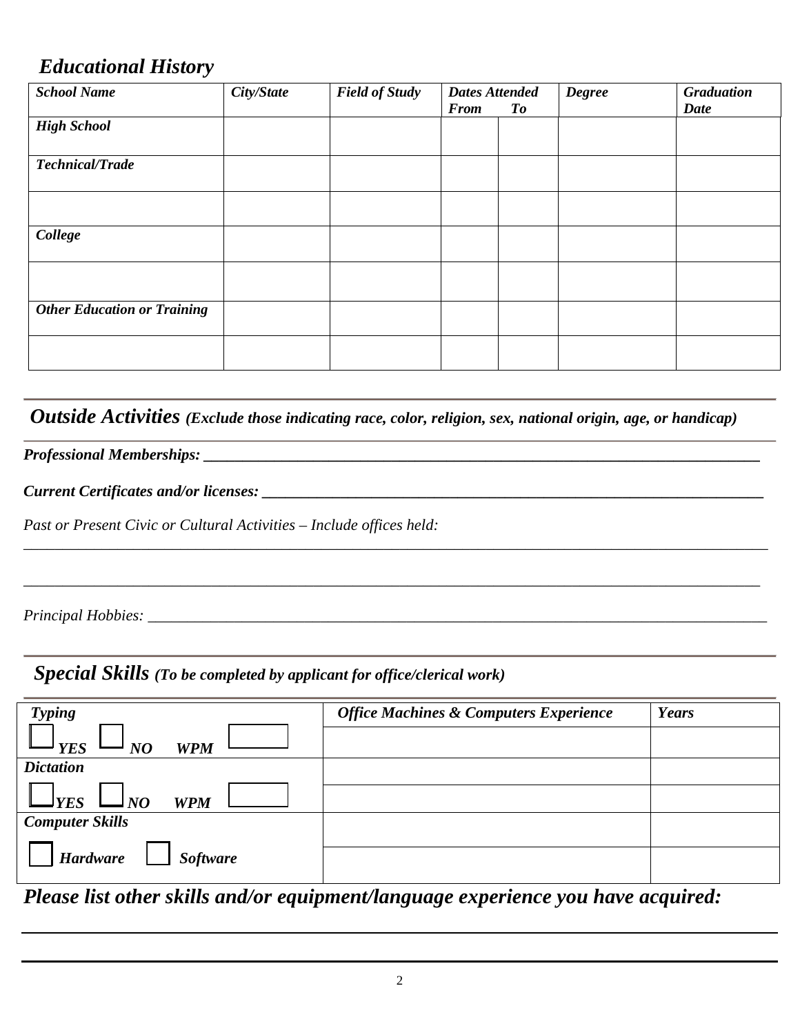## *Educational History*

| *School Name* | *City/State* | *Field of Study* | *Dates Attended* | | *Degree* | *Graduation Date* |
|---|---|---|---|---|---|---|
| | | | *From* | *To* | | |
| ***High School*** | | | | | | |
| ***Technical/Trade*** | | | | | | |
| | | | | | | |
| ***College*** | | | | | | |
| | | | | | | |
| ***Other Education or Training*** | | | | | | |
| | | | | | | |

## *Outside Activities* *(Exclude those indicating race, color, religion, sex, national origin, age, or handicap)*

***Professional Memberships:*** ___________________________________________________________________________

***Current Certificates and/or licenses:*** ______________________________________________________________________

*Past or Present Civic or Cultural Activities – Include offices held:*

_____________________________________________________________________________________________________

_____________________________________________________________________________________________________

*Principal Hobbies:* _________________________________________________________________________________

## *Special Skills* *(To be completed by applicant for office/clerical work)*

| | *Office Machines & Computers Experience* | *Years* |
|---|---|---|
| ***Typing*** ☐ ***YES*** ☐ ***NO*** ***WPM*** ☐ | | |
| ***Dictation*** | | |
| ☐ ***YES*** ☐ ***NO*** ***WPM*** ☐ | | |
| ***Computer Skills*** | | |
| ☐ ***Hardware*** ☐ ***Software*** | | |

### *Please list other skills and/or equipment/language experience you have acquired:*

_____________________________________________________________________________________________________

_____________________________________________________________________________________________________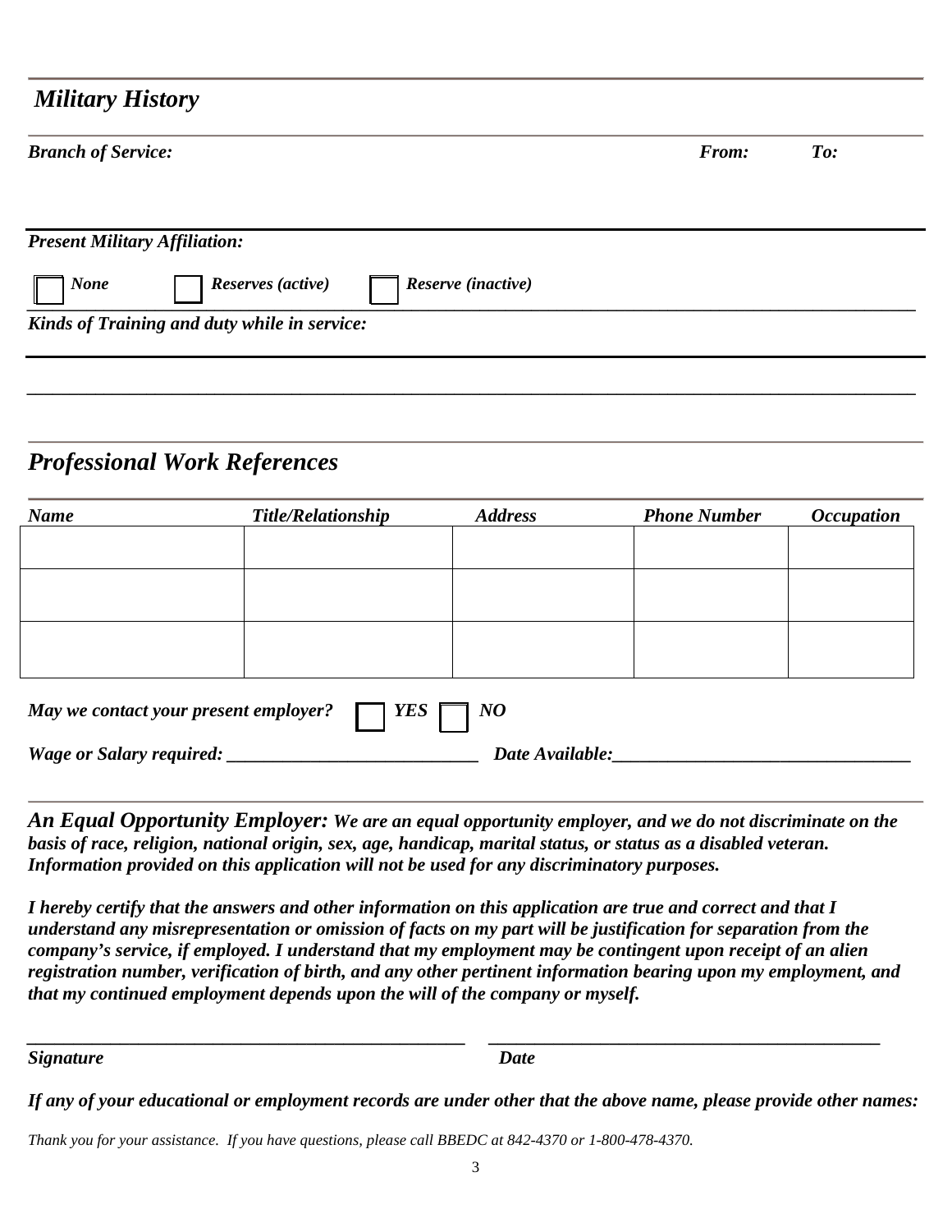## *Military History*

***Branch of Service:*** ***From:*** ***To:***

***Present Military Affiliation:***

☐ ***None*** ☐ ***Reserves (active)*** ☐ ***Reserve (inactive)***

***Kinds of Training and duty while in service:***

______________________________________________________________________________________

## *Professional Work References*

| *Name* | *Title/Relationship* | *Address* | *Phone Number* | *Occupation* |
|---|---|---|---|---|
| | | | | |
| | | | | |
| | | | | |

***May we contact your present employer?*** ☐ ***YES*** ☐ ***NO***

***Wage or Salary required:*** ____________________________ ***Date Available:***________________________________

***An Equal Opportunity Employer:*** ***We are an equal opportunity employer, and we do not discriminate on the basis of race, religion, national origin, sex, age, handicap, marital status, or status as a disabled veteran. Information provided on this application will not be used for any discriminatory purposes.***

***I hereby certify that the answers and other information on this application are true and correct and that I understand any misrepresentation or omission of facts on my part will be justification for separation from the company's service, if employed. I understand that my employment may be contingent upon receipt of an alien registration number, verification of birth, and any other pertinent information bearing upon my employment, and that my continued employment depends upon the will of the company or myself.***

_______________________________________________ ___________________________________________

***Signature*** ***Date***

***If any of your educational or employment records are under other that the above name, please provide other names:***

*Thank you for your assistance. If you have questions, please call BBEDC at 842-4370 or 1-800-478-4370.*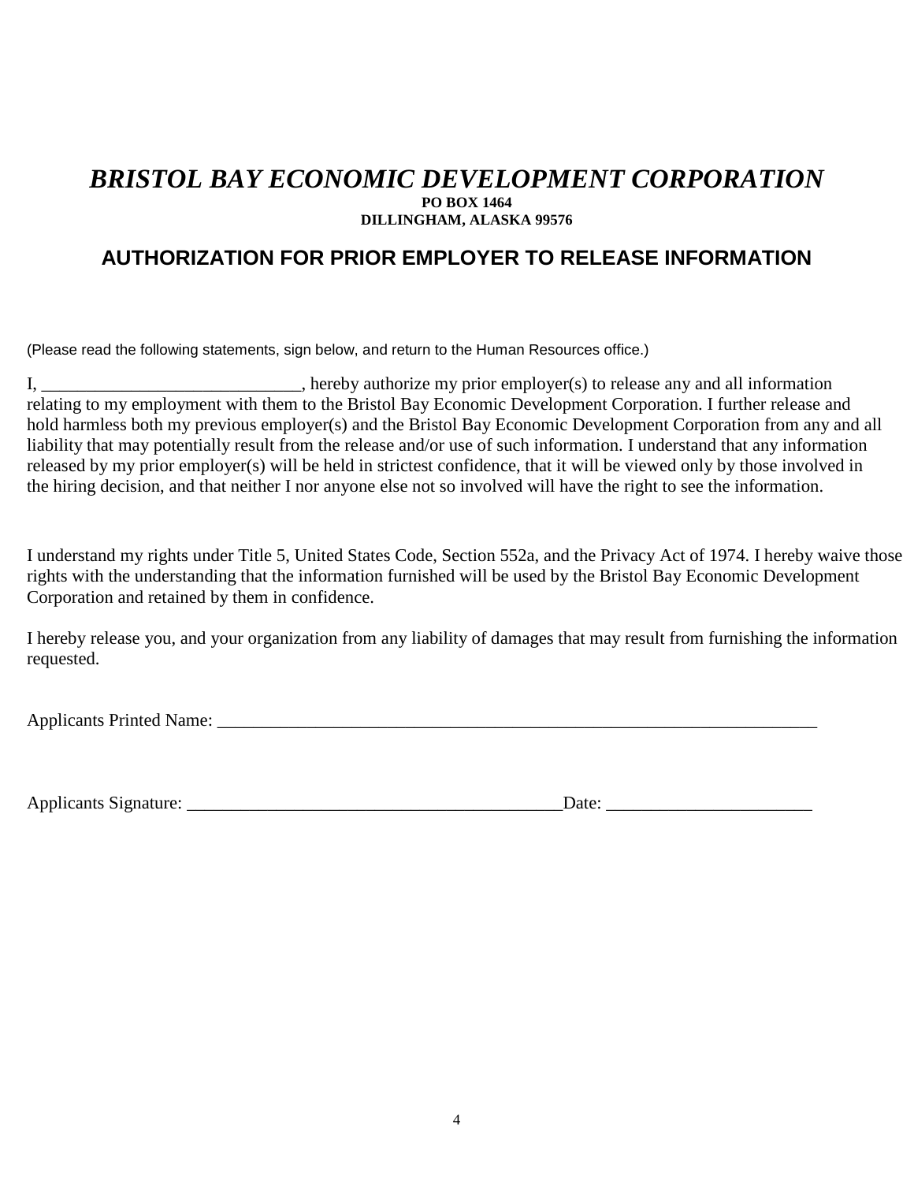# *BRISTOL BAY ECONOMIC DEVELOPMENT CORPORATION*

**PO BOX 1464**
**DILLINGHAM, ALASKA 99576**

## AUTHORIZATION FOR PRIOR EMPLOYER TO RELEASE INFORMATION

(Please read the following statements, sign below, and return to the Human Resources office.)

I, _____________________________, hereby authorize my prior employer(s) to release any and all information relating to my employment with them to the Bristol Bay Economic Development Corporation. I further release and hold harmless both my previous employer(s) and the Bristol Bay Economic Development Corporation from any and all liability that may potentially result from the release and/or use of such information. I understand that any information released by my prior employer(s) will be held in strictest confidence, that it will be viewed only by those involved in the hiring decision, and that neither I nor anyone else not so involved will have the right to see the information.

I understand my rights under Title 5, United States Code, Section 552a, and the Privacy Act of 1974. I hereby waive those rights with the understanding that the information furnished will be used by the Bristol Bay Economic Development Corporation and retained by them in confidence.

I hereby release you, and your organization from any liability of damages that may result from furnishing the information requested.

Applicants Printed Name: _______________________________________________________________________

Applicants Signature: ___________________________________________Date: _______________________